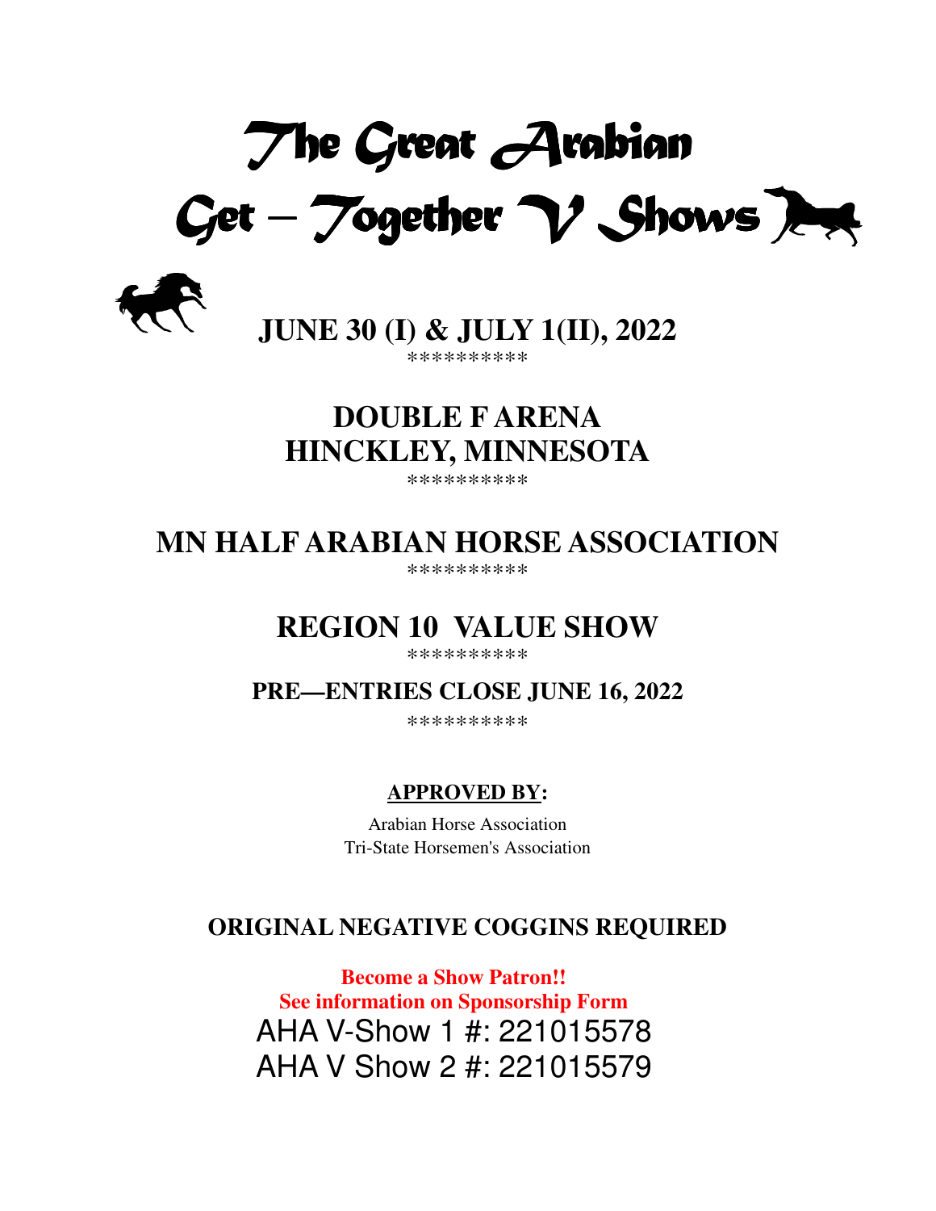# The Great Arabian Get – Together V Shows

## JUNE 30 (I) & JULY 1(II), 2022

**********

## DOUBLE F ARENA
## HINCKLEY, MINNESOTA

**********

## MN HALF ARABIAN HORSE ASSOCIATION

**********

## REGION 10 VALUE SHOW

**********

### PRE—ENTRIES CLOSE JUNE 16, 2022

**********

**APPROVED BY:**

Arabian Horse Association
Tri-State Horsemen's Association

### ORIGINAL NEGATIVE COGGINS REQUIRED

**Become a Show Patron!!**
**See information on Sponsorship Form**

AHA V-Show 1 #: 221015578
AHA V Show 2 #: 221015579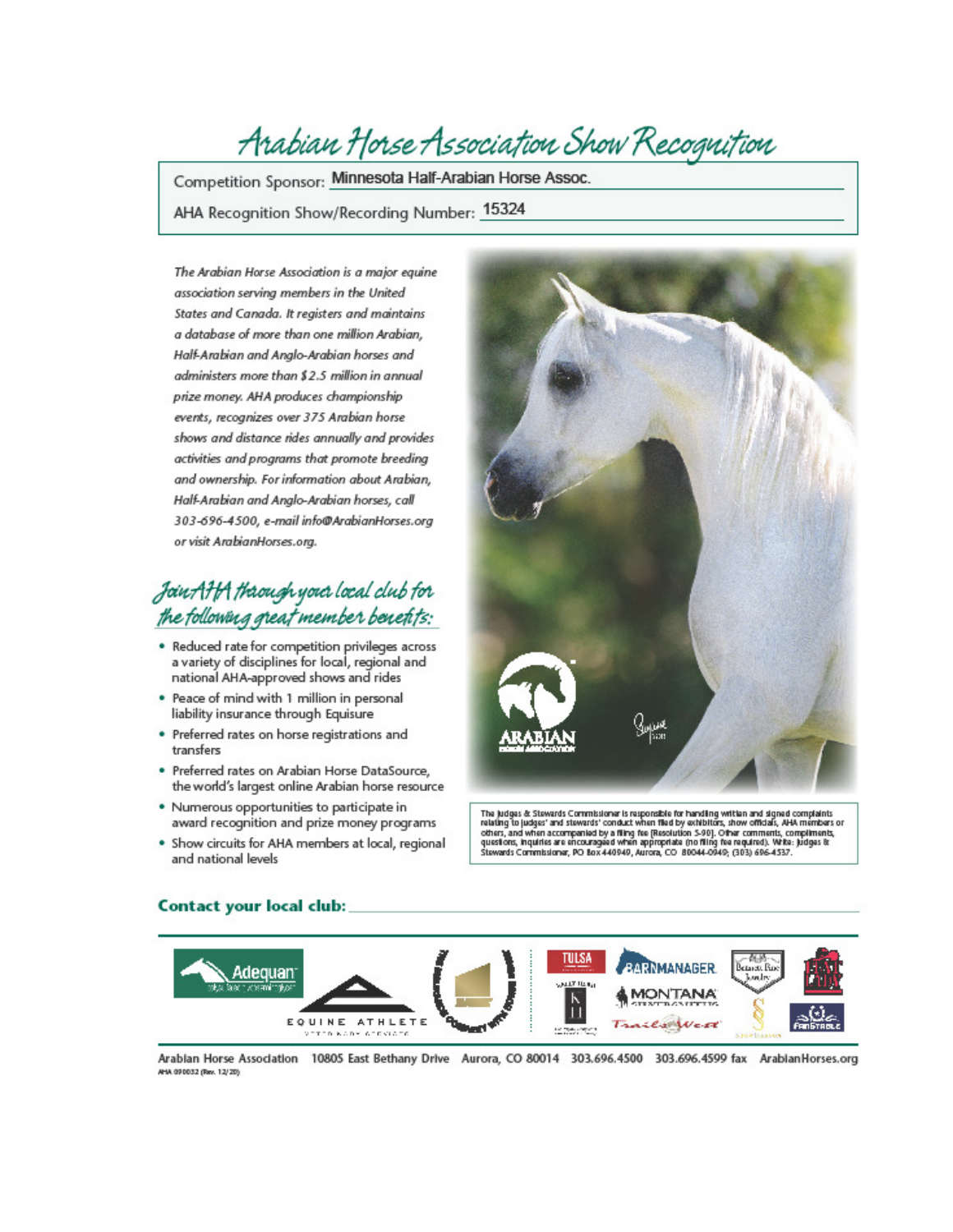# Arabian Horse Association Show Recognition

Competition Sponsor: Minnesota Half-Arabian Horse Assoc.

AHA Recognition Show/Recording Number: 15324

*The Arabian Horse Association is a major equine association serving members in the United States and Canada. It registers and maintains a database of more than one million Arabian, Half-Arabian and Anglo-Arabian horses and administers more than $2.5 million in annual prize money. AHA produces championship events, recognizes over 375 Arabian horse shows and distance rides annually and provides activities and programs that promote breeding and ownership. For information about Arabian, Half-Arabian and Anglo-Arabian horses, call 303-696-4500, e-mail info@ArabianHorses.org or visit ArabianHorses.org.*

## *Join AHA through your local club for the following great member benefits:*

- Reduced rate for competition privileges across a variety of disciplines for local, regional and national AHA-approved shows and rides
- Peace of mind with 1 million in personal liability insurance through Equisure
- Preferred rates on horse registrations and transfers
- Preferred rates on Arabian Horse DataSource, the world's largest online Arabian horse resource
- Numerous opportunities to participate in award recognition and prize money programs
- Show circuits for AHA members at local, regional and national levels

The Judges & Stewards Commissioner is responsible for handling written and signed complaints relating to judges' and stewards' conduct when filed by exhibitors, show officials, AHA members or others, and when accompanied by a filing fee [Resolution 5-90]. Other comments, compliments, questions, inquiries are encouraged when appropriate (no filing fee required). Write: Judges & Stewards Commissioner, PO Box 440949, Aurora, CO 80044-0949; (303) 696-4537.

**Contact your local club:** \_\_\_\_\_\_\_\_\_\_\_\_\_\_\_\_\_\_\_\_

Arabian Horse Association 10805 East Bethany Drive Aurora, CO 80014 303.696.4500 303.696.4599 fax ArabianHorses.org

AHA 090032 (Rev. 12/20)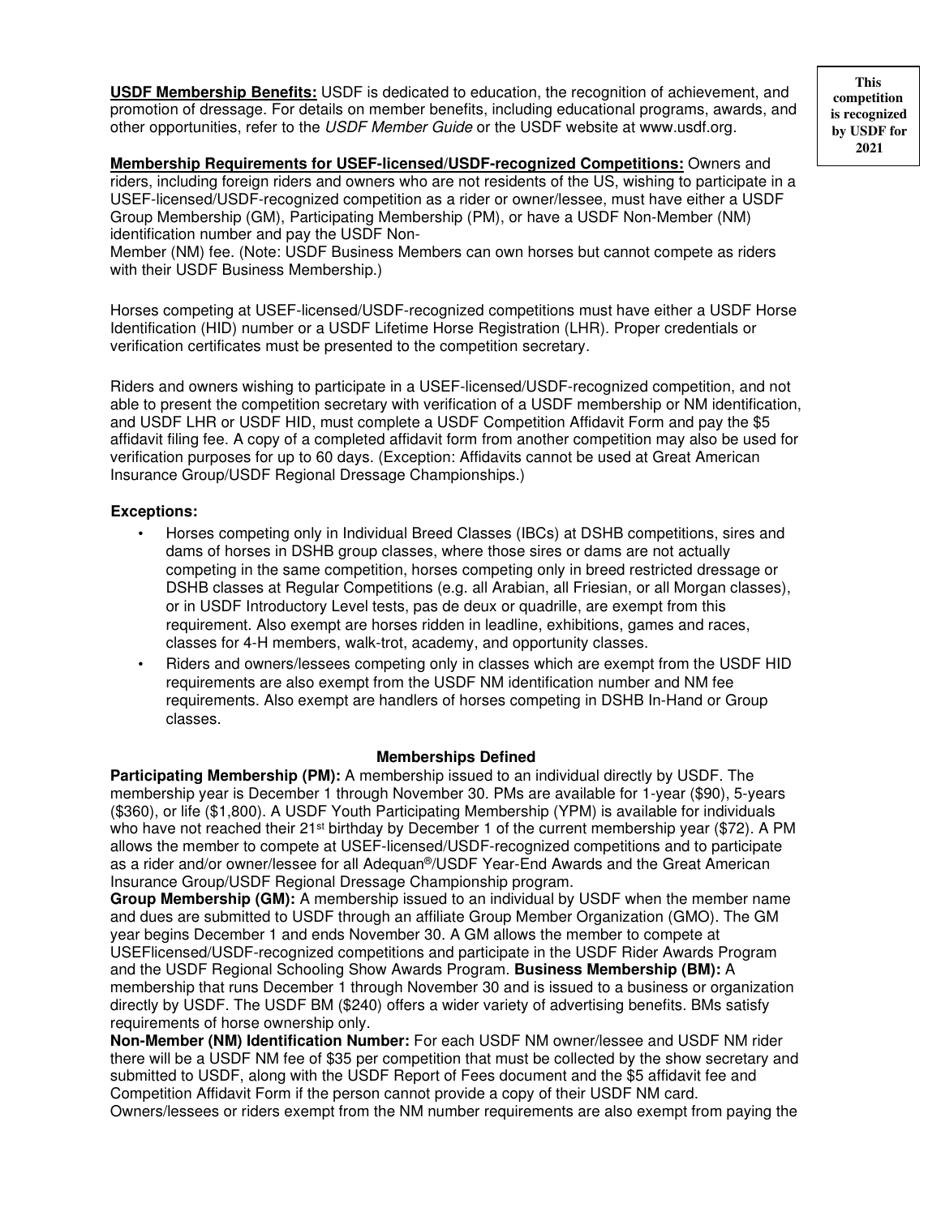**This competition is recognized by USDF for 2021**

**USDF Membership Benefits:** USDF is dedicated to education, the recognition of achievement, and promotion of dressage. For details on member benefits, including educational programs, awards, and other opportunities, refer to the *USDF Member Guide* or the USDF website at www.usdf.org.

**Membership Requirements for USEF-licensed/USDF-recognized Competitions:** Owners and riders, including foreign riders and owners who are not residents of the US, wishing to participate in a USEF-licensed/USDF-recognized competition as a rider or owner/lessee, must have either a USDF Group Membership (GM), Participating Membership (PM), or have a USDF Non-Member (NM) identification number and pay the USDF Non-Member (NM) fee. (Note: USDF Business Members can own horses but cannot compete as riders with their USDF Business Membership.)

Horses competing at USEF-licensed/USDF-recognized competitions must have either a USDF Horse Identification (HID) number or a USDF Lifetime Horse Registration (LHR). Proper credentials or verification certificates must be presented to the competition secretary.

Riders and owners wishing to participate in a USEF-licensed/USDF-recognized competition, and not able to present the competition secretary with verification of a USDF membership or NM identification, and USDF LHR or USDF HID, must complete a USDF Competition Affidavit Form and pay the $5 affidavit filing fee. A copy of a completed affidavit form from another competition may also be used for verification purposes for up to 60 days. (Exception: Affidavits cannot be used at Great American Insurance Group/USDF Regional Dressage Championships.)

**Exceptions:**

- Horses competing only in Individual Breed Classes (IBCs) at DSHB competitions, sires and dams of horses in DSHB group classes, where those sires or dams are not actually competing in the same competition, horses competing only in breed restricted dressage or DSHB classes at Regular Competitions (e.g. all Arabian, all Friesian, or all Morgan classes), or in USDF Introductory Level tests, pas de deux or quadrille, are exempt from this requirement. Also exempt are horses ridden in leadline, exhibitions, games and races, classes for 4-H members, walk-trot, academy, and opportunity classes.
- Riders and owners/lessees competing only in classes which are exempt from the USDF HID requirements are also exempt from the USDF NM identification number and NM fee requirements. Also exempt are handlers of horses competing in DSHB In-Hand or Group classes.

**Memberships Defined**

**Participating Membership (PM):** A membership issued to an individual directly by USDF. The membership year is December 1 through November 30. PMs are available for 1-year ($90), 5-years ($360), or life ($1,800). A USDF Youth Participating Membership (YPM) is available for individuals who have not reached their 21st birthday by December 1 of the current membership year ($72). A PM allows the member to compete at USEF-licensed/USDF-recognized competitions and to participate as a rider and/or owner/lessee for all Adequan®/USDF Year-End Awards and the Great American Insurance Group/USDF Regional Dressage Championship program.

**Group Membership (GM):** A membership issued to an individual by USDF when the member name and dues are submitted to USDF through an affiliate Group Member Organization (GMO). The GM year begins December 1 and ends November 30. A GM allows the member to compete at USEFlicensed/USDF-recognized competitions and participate in the USDF Rider Awards Program and the USDF Regional Schooling Show Awards Program. **Business Membership (BM):** A membership that runs December 1 through November 30 and is issued to a business or organization directly by USDF. The USDF BM ($240) offers a wider variety of advertising benefits. BMs satisfy requirements of horse ownership only.

**Non-Member (NM) Identification Number:** For each USDF NM owner/lessee and USDF NM rider there will be a USDF NM fee of $35 per competition that must be collected by the show secretary and submitted to USDF, along with the USDF Report of Fees document and the $5 affidavit fee and Competition Affidavit Form if the person cannot provide a copy of their USDF NM card.
Owners/lessees or riders exempt from the NM number requirements are also exempt from paying the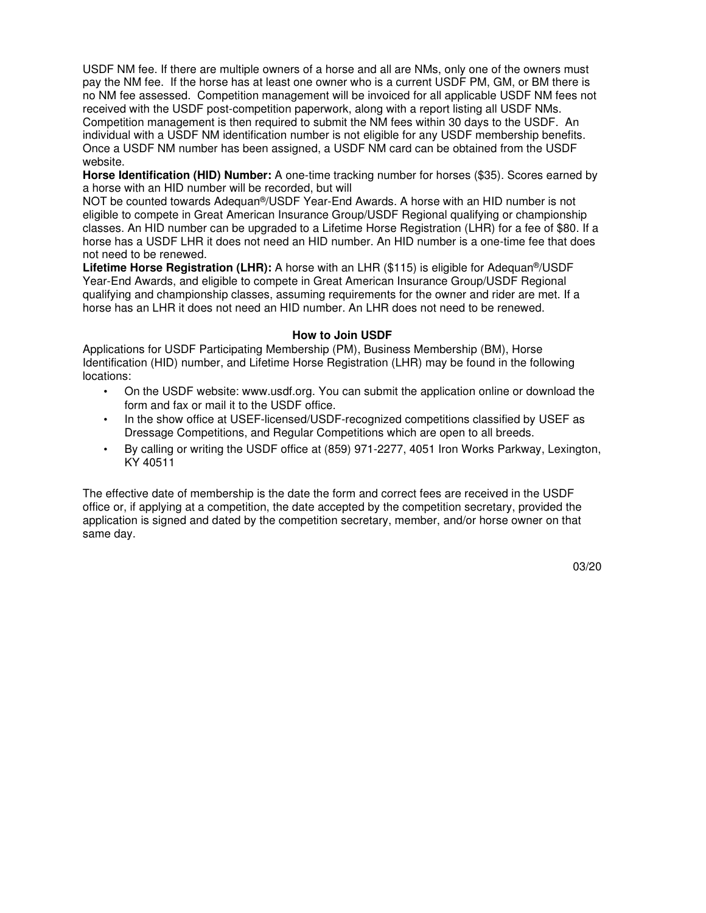USDF NM fee. If there are multiple owners of a horse and all are NMs, only one of the owners must pay the NM fee. If the horse has at least one owner who is a current USDF PM, GM, or BM there is no NM fee assessed. Competition management will be invoiced for all applicable USDF NM fees not received with the USDF post-competition paperwork, along with a report listing all USDF NMs. Competition management is then required to submit the NM fees within 30 days to the USDF. An individual with a USDF NM identification number is not eligible for any USDF membership benefits. Once a USDF NM number has been assigned, a USDF NM card can be obtained from the USDF website.

**Horse Identification (HID) Number:** A one-time tracking number for horses ($35). Scores earned by a horse with an HID number will be recorded, but will NOT be counted towards Adequan®/USDF Year-End Awards. A horse with an HID number is not eligible to compete in Great American Insurance Group/USDF Regional qualifying or championship classes. An HID number can be upgraded to a Lifetime Horse Registration (LHR) for a fee of $80. If a horse has a USDF LHR it does not need an HID number. An HID number is a one-time fee that does not need to be renewed.

**Lifetime Horse Registration (LHR):** A horse with an LHR ($115) is eligible for Adequan®/USDF Year-End Awards, and eligible to compete in Great American Insurance Group/USDF Regional qualifying and championship classes, assuming requirements for the owner and rider are met. If a horse has an LHR it does not need an HID number. An LHR does not need to be renewed.

## How to Join USDF

Applications for USDF Participating Membership (PM), Business Membership (BM), Horse Identification (HID) number, and Lifetime Horse Registration (LHR) may be found in the following locations:

- On the USDF website: www.usdf.org. You can submit the application online or download the form and fax or mail it to the USDF office.
- In the show office at USEF-licensed/USDF-recognized competitions classified by USEF as Dressage Competitions, and Regular Competitions which are open to all breeds.
- By calling or writing the USDF office at (859) 971-2277, 4051 Iron Works Parkway, Lexington, KY 40511

The effective date of membership is the date the form and correct fees are received in the USDF office or, if applying at a competition, the date accepted by the competition secretary, provided the application is signed and dated by the competition secretary, member, and/or horse owner on that same day.

03/20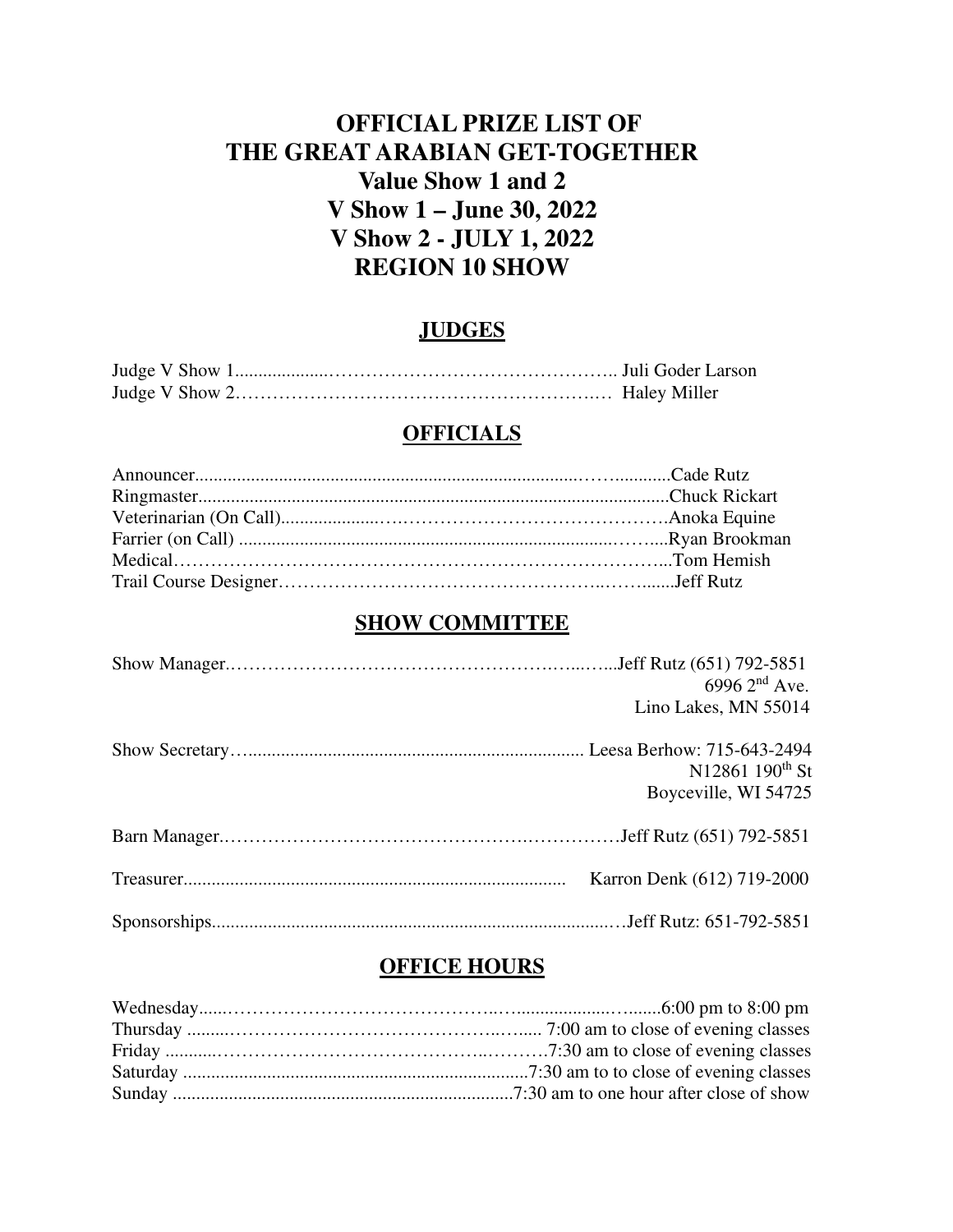# OFFICIAL PRIZE LIST OF THE GREAT ARABIAN GET-TOGETHER

# Value Show 1 and 2

# V Show 1 – June 30, 2022

# V Show 2 - JULY 1, 2022

# REGION 10 SHOW

## JUDGES

Judge V Show 1.................................................................. Juli Goder Larson
Judge V Show 2.................................................................. Haley Miller

## OFFICIALS

Announcer........................................................................Cade Rutz
Ringmaster.......................................................................Chuck Rickart
Veterinarian (On Call).....................................................Anoka Equine
Farrier (on Call) ..............................................................Ryan Brookman
Medical.............................................................................Tom Hemish
Trail Course Designer......................................................Jeff Rutz

## SHOW COMMITTEE

Show Manager..................................................................Jeff Rutz (651) 792-5851
6996 2nd Ave.
Lino Lakes, MN 55014

Show Secretary.................................................................. Leesa Berhow: 715-643-2494
N12861 190th St
Boyceville, WI 54725

Barn Manager....................................................................Jeff Rutz (651) 792-5851

Treasurer........................................................................... Karron Denk (612) 719-2000

Sponsorships.....................................................................Jeff Rutz: 651-792-5851

## OFFICE HOURS

Wednesday.......................................................................6:00 pm to 8:00 pm
Thursday .......................................................................... 7:00 am to close of evening classes
Friday ...............................................................................7:30 am to close of evening classes
Saturday ...........................................................................7:30 am to to close of evening classes
Sunday .............................................................................7:30 am to one hour after close of show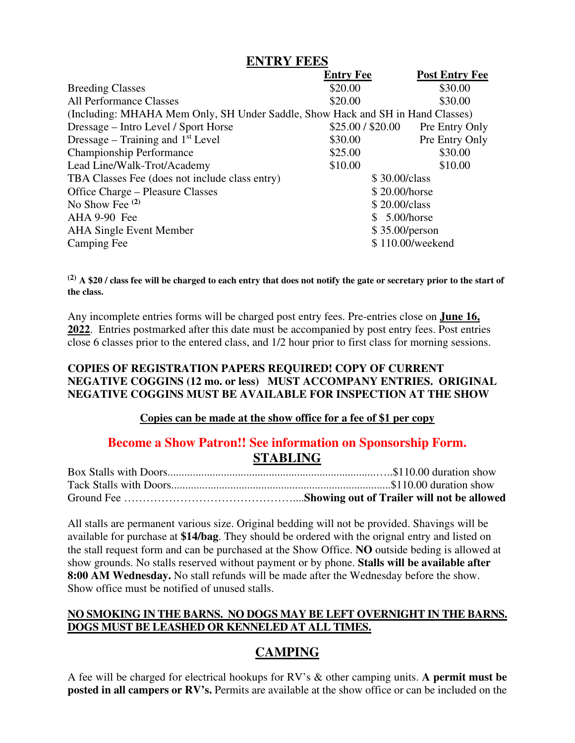## ENTRY FEES

| | Entry Fee | Post Entry Fee |
|---|---|---|
| Breeding Classes | $20.00 | $30.00 |
| All Performance Classes | $20.00 | $30.00 |
| (Including: MHAHA Mem Only, SH Under Saddle, Show Hack and SH in Hand Classes) | | |
| Dressage – Intro Level / Sport Horse | $25.00 / $20.00 | Pre Entry Only |
| Dressage – Training and 1st Level | $30.00 | Pre Entry Only |
| Championship Performance | $25.00 | $30.00 |
| Lead Line/Walk-Trot/Academy | $10.00 | $10.00 |
| TBA Classes Fee (does not include class entry) | $ 30.00/class | |
| Office Charge – Pleasure Classes | $ 20.00/horse | |
| No Show Fee [(2)] | $ 20.00/class | |
| AHA 9-90 Fee | $ 5.00/horse | |
| AHA Single Event Member | $ 35.00/person | |
| Camping Fee | $ 110.00/weekend | |

**[(2)] A $20 / class fee will be charged to each entry that does not notify the gate or secretary prior to the start of the class.**

Any incomplete entries forms will be charged post entry fees. Pre-entries close on **June 16, 2022**. Entries postmarked after this date must be accompanied by post entry fees. Post entries close 6 classes prior to the entered class, and 1/2 hour prior to first class for morning sessions.

**COPIES OF REGISTRATION PAPERS REQUIRED! COPY OF CURRENT NEGATIVE COGGINS (12 mo. or less) MUST ACCOMPANY ENTRIES. ORIGINAL NEGATIVE COGGINS MUST BE AVAILABLE FOR INSPECTION AT THE SHOW**

**Copies can be made at the show office for a fee of $1 per copy**

**Become a Show Patron!! See information on Sponsorship Form.**

## STABLING

Box Stalls with Doors.....................................................................$110.00 duration show
Tack Stalls with Doors.....................................................................$110.00 duration show
Ground Fee ……………………………………....**Showing out of Trailer will not be allowed**

All stalls are permanent various size. Original bedding will not be provided. Shavings will be available for purchase at **$14/bag**. They should be ordered with the orignal entry and listed on the stall request form and can be purchased at the Show Office. **NO** outside beding is allowed at show grounds. No stalls reserved without payment or by phone. **Stalls will be available after 8:00 AM Wednesday.** No stall refunds will be made after the Wednesday before the show. Show office must be notified of unused stalls.

**NO SMOKING IN THE BARNS. NO DOGS MAY BE LEFT OVERNIGHT IN THE BARNS. DOGS MUST BE LEASHED OR KENNELED AT ALL TIMES.**

## CAMPING

A fee will be charged for electrical hookups for RV's & other camping units. **A permit must be posted in all campers or RV's.** Permits are available at the show office or can be included on the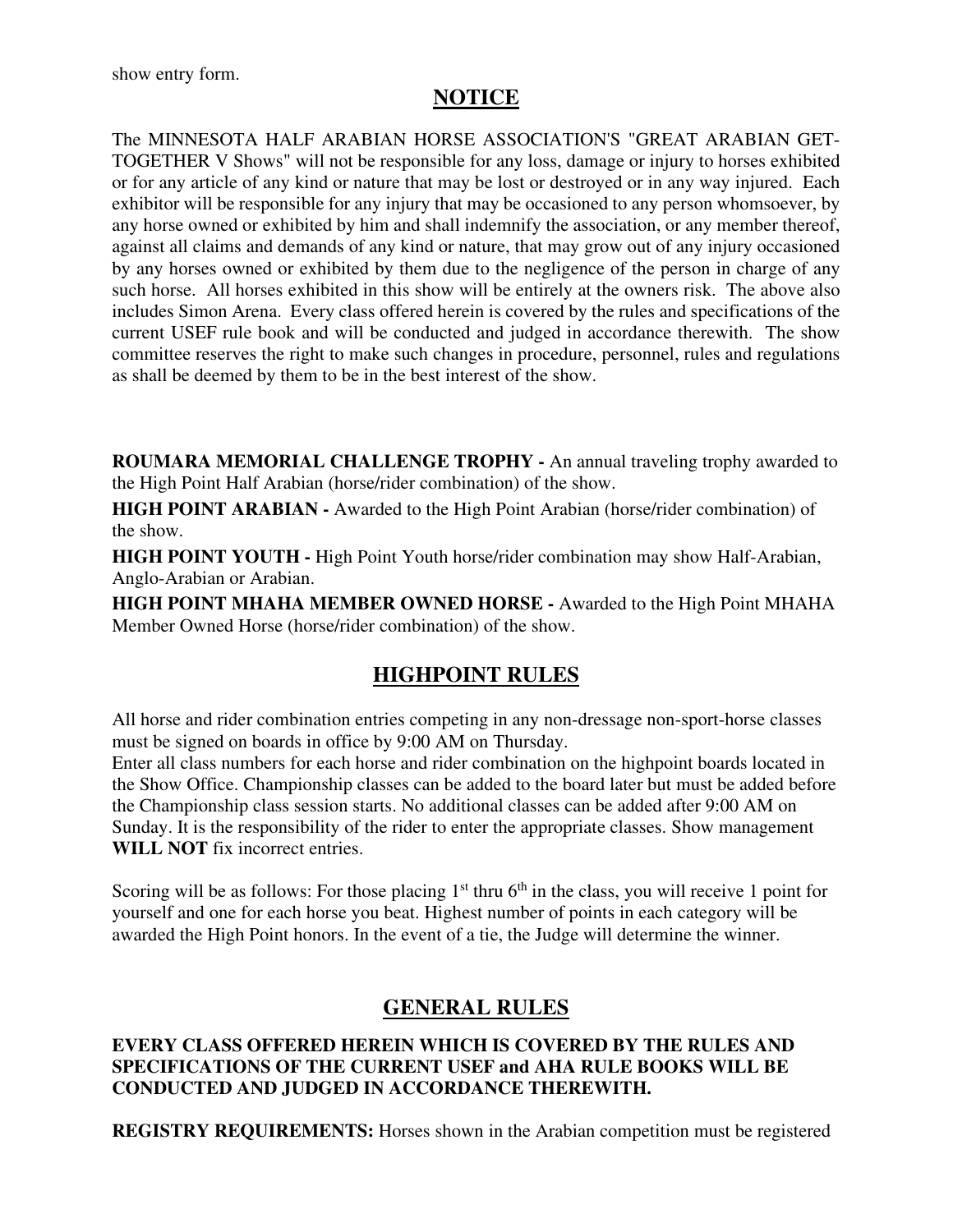show entry form.

## NOTICE

The MINNESOTA HALF ARABIAN HORSE ASSOCIATION'S "GREAT ARABIAN GET-TOGETHER V Shows" will not be responsible for any loss, damage or injury to horses exhibited or for any article of any kind or nature that may be lost or destroyed or in any way injured. Each exhibitor will be responsible for any injury that may be occasioned to any person whomsoever, by any horse owned or exhibited by him and shall indemnify the association, or any member thereof, against all claims and demands of any kind or nature, that may grow out of any injury occasioned by any horses owned or exhibited by them due to the negligence of the person in charge of any such horse. All horses exhibited in this show will be entirely at the owners risk. The above also includes Simon Arena. Every class offered herein is covered by the rules and specifications of the current USEF rule book and will be conducted and judged in accordance therewith. The show committee reserves the right to make such changes in procedure, personnel, rules and regulations as shall be deemed by them to be in the best interest of the show.

**ROUMARA MEMORIAL CHALLENGE TROPHY -** An annual traveling trophy awarded to the High Point Half Arabian (horse/rider combination) of the show.

**HIGH POINT ARABIAN -** Awarded to the High Point Arabian (horse/rider combination) of the show.

**HIGH POINT YOUTH -** High Point Youth horse/rider combination may show Half-Arabian, Anglo-Arabian or Arabian.

**HIGH POINT MHAHA MEMBER OWNED HORSE -** Awarded to the High Point MHAHA Member Owned Horse (horse/rider combination) of the show.

## HIGHPOINT RULES

All horse and rider combination entries competing in any non-dressage non-sport-horse classes must be signed on boards in office by 9:00 AM on Thursday.
Enter all class numbers for each horse and rider combination on the highpoint boards located in the Show Office. Championship classes can be added to the board later but must be added before the Championship class session starts. No additional classes can be added after 9:00 AM on Sunday. It is the responsibility of the rider to enter the appropriate classes. Show management **WILL NOT** fix incorrect entries.

Scoring will be as follows: For those placing 1st thru 6th in the class, you will receive 1 point for yourself and one for each horse you beat. Highest number of points in each category will be awarded the High Point honors. In the event of a tie, the Judge will determine the winner.

## GENERAL RULES

**EVERY CLASS OFFERED HEREIN WHICH IS COVERED BY THE RULES AND SPECIFICATIONS OF THE CURRENT USEF and AHA RULE BOOKS WILL BE CONDUCTED AND JUDGED IN ACCORDANCE THEREWITH.**

**REGISTRY REQUIREMENTS:** Horses shown in the Arabian competition must be registered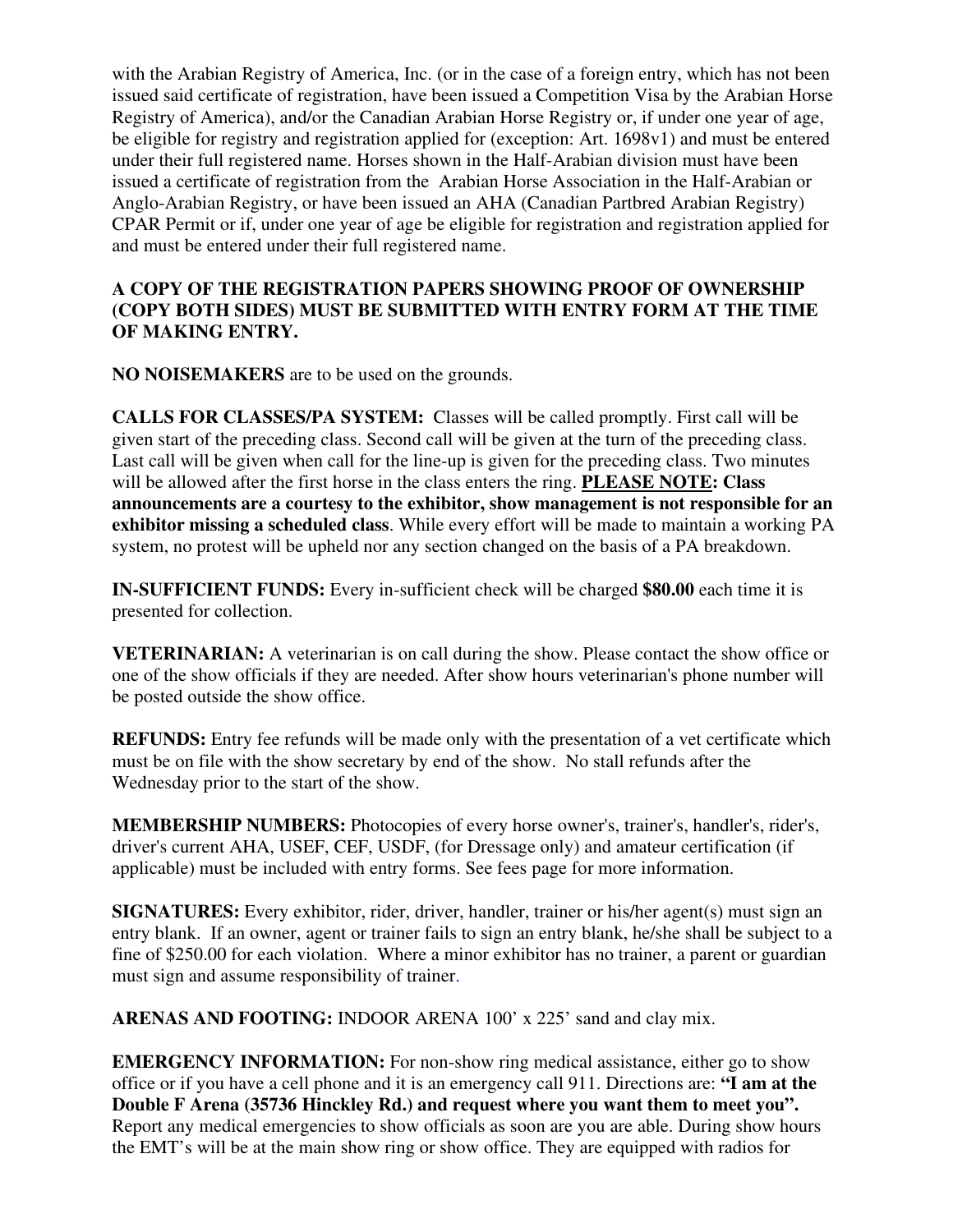with the Arabian Registry of America, Inc. (or in the case of a foreign entry, which has not been issued said certificate of registration, have been issued a Competition Visa by the Arabian Horse Registry of America), and/or the Canadian Arabian Horse Registry or, if under one year of age, be eligible for registry and registration applied for (exception: Art. 1698v1) and must be entered under their full registered name. Horses shown in the Half-Arabian division must have been issued a certificate of registration from the Arabian Horse Association in the Half-Arabian or Anglo-Arabian Registry, or have been issued an AHA (Canadian Partbred Arabian Registry) CPAR Permit or if, under one year of age be eligible for registration and registration applied for and must be entered under their full registered name.

**A COPY OF THE REGISTRATION PAPERS SHOWING PROOF OF OWNERSHIP (COPY BOTH SIDES) MUST BE SUBMITTED WITH ENTRY FORM AT THE TIME OF MAKING ENTRY.**

**NO NOISEMAKERS** are to be used on the grounds.

**CALLS FOR CLASSES/PA SYSTEM:** Classes will be called promptly. First call will be given start of the preceding class. Second call will be given at the turn of the preceding class. Last call will be given when call for the line-up is given for the preceding class. Two minutes will be allowed after the first horse in the class enters the ring. **PLEASE NOTE: Class announcements are a courtesy to the exhibitor, show management is not responsible for an exhibitor missing a scheduled class**. While every effort will be made to maintain a working PA system, no protest will be upheld nor any section changed on the basis of a PA breakdown.

**IN-SUFFICIENT FUNDS:** Every in-sufficient check will be charged **$80.00** each time it is presented for collection.

**VETERINARIAN:** A veterinarian is on call during the show. Please contact the show office or one of the show officials if they are needed. After show hours veterinarian's phone number will be posted outside the show office.

**REFUNDS:** Entry fee refunds will be made only with the presentation of a vet certificate which must be on file with the show secretary by end of the show. No stall refunds after the Wednesday prior to the start of the show.

**MEMBERSHIP NUMBERS:** Photocopies of every horse owner's, trainer's, handler's, rider's, driver's current AHA, USEF, CEF, USDF, (for Dressage only) and amateur certification (if applicable) must be included with entry forms. See fees page for more information.

**SIGNATURES:** Every exhibitor, rider, driver, handler, trainer or his/her agent(s) must sign an entry blank. If an owner, agent or trainer fails to sign an entry blank, he/she shall be subject to a fine of $250.00 for each violation. Where a minor exhibitor has no trainer, a parent or guardian must sign and assume responsibility of trainer.

**ARENAS AND FOOTING:** INDOOR ARENA 100' x 225' sand and clay mix.

**EMERGENCY INFORMATION:** For non-show ring medical assistance, either go to show office or if you have a cell phone and it is an emergency call 911. Directions are: **"I am at the Double F Arena (35736 Hinckley Rd.) and request where you want them to meet you".** Report any medical emergencies to show officials as soon are you are able. During show hours the EMT's will be at the main show ring or show office. They are equipped with radios for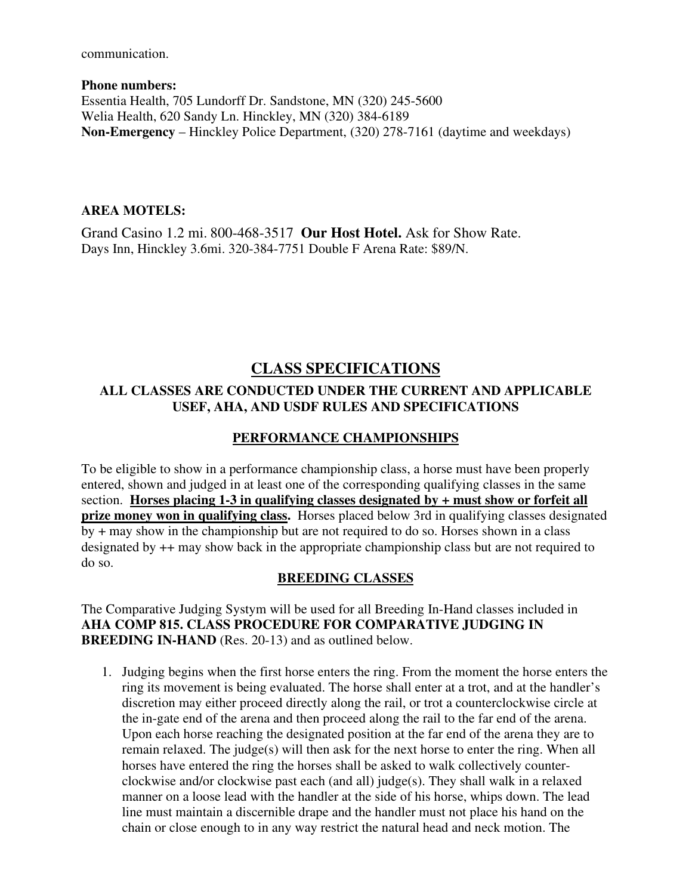communication.

**Phone numbers:**
Essentia Health, 705 Lundorff Dr. Sandstone, MN (320) 245-5600
Welia Health, 620 Sandy Ln. Hinckley, MN (320) 384-6189
**Non-Emergency** – Hinckley Police Department, (320) 278-7161 (daytime and weekdays)

**AREA MOTELS:**

Grand Casino 1.2 mi. 800-468-3517 **Our Host Hotel.** Ask for Show Rate.
Days Inn, Hinckley 3.6mi. 320-384-7751 Double F Arena Rate: $89/N.

# CLASS SPECIFICATIONS

### ALL CLASSES ARE CONDUCTED UNDER THE CURRENT AND APPLICABLE USEF, AHA, AND USDF RULES AND SPECIFICATIONS

## PERFORMANCE CHAMPIONSHIPS

To be eligible to show in a performance championship class, a horse must have been properly entered, shown and judged in at least one of the corresponding qualifying classes in the same section. **Horses placing 1-3 in qualifying classes designated by + must show or forfeit all prize money won in qualifying class.** Horses placed below 3rd in qualifying classes designated by + may show in the championship but are not required to do so. Horses shown in a class designated by ++ may show back in the appropriate championship class but are not required to do so.

## BREEDING CLASSES

The Comparative Judging Systym will be used for all Breeding In-Hand classes included in **AHA COMP 815. CLASS PROCEDURE FOR COMPARATIVE JUDGING IN BREEDING IN-HAND** (Res. 20-13) and as outlined below.

1. Judging begins when the first horse enters the ring. From the moment the horse enters the ring its movement is being evaluated. The horse shall enter at a trot, and at the handler's discretion may either proceed directly along the rail, or trot a counterclockwise circle at the in-gate end of the arena and then proceed along the rail to the far end of the arena. Upon each horse reaching the designated position at the far end of the arena they are to remain relaxed. The judge(s) will then ask for the next horse to enter the ring. When all horses have entered the ring the horses shall be asked to walk collectively counter-clockwise and/or clockwise past each (and all) judge(s). They shall walk in a relaxed manner on a loose lead with the handler at the side of his horse, whips down. The lead line must maintain a discernible drape and the handler must not place his hand on the chain or close enough to in any way restrict the natural head and neck motion. The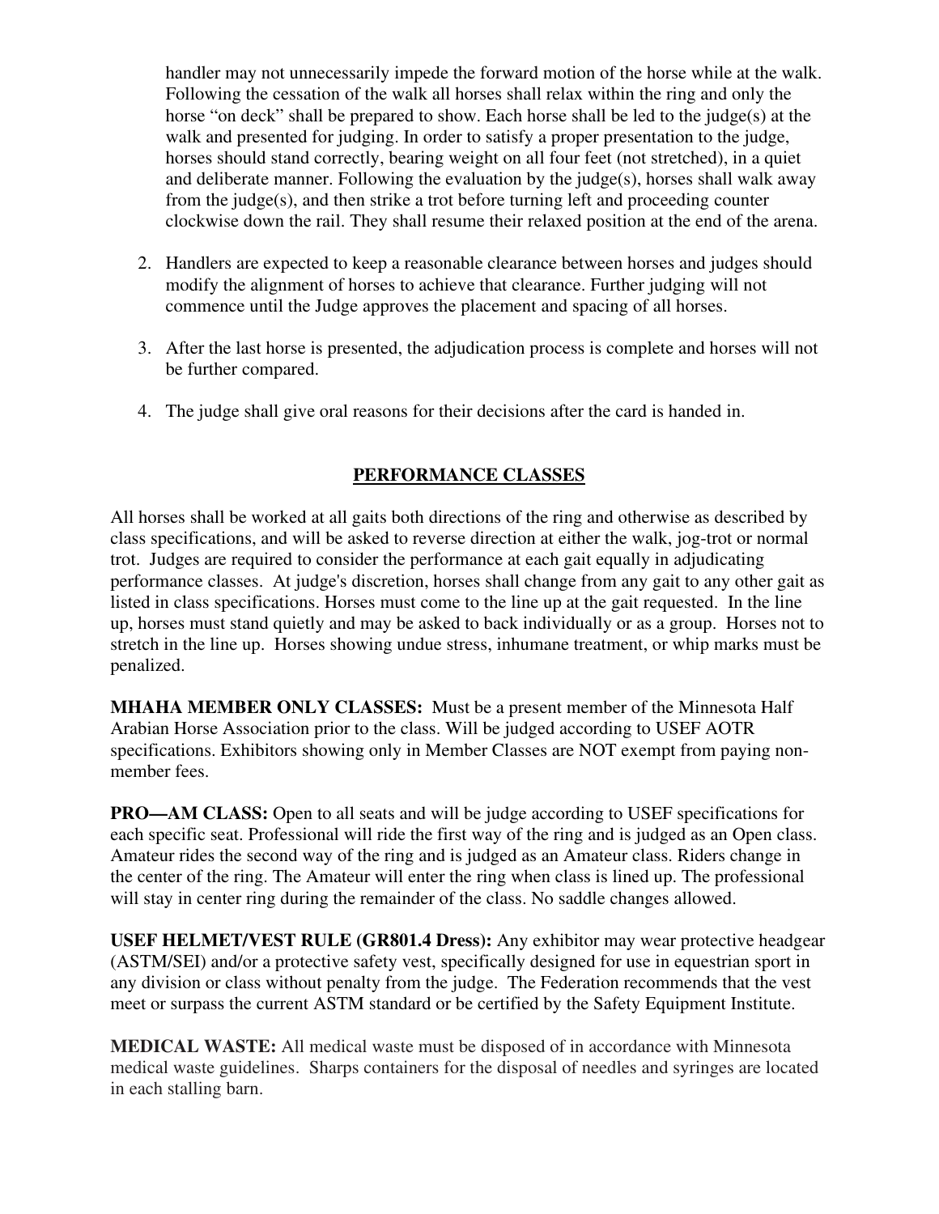handler may not unnecessarily impede the forward motion of the horse while at the walk. Following the cessation of the walk all horses shall relax within the ring and only the horse "on deck" shall be prepared to show. Each horse shall be led to the judge(s) at the walk and presented for judging. In order to satisfy a proper presentation to the judge, horses should stand correctly, bearing weight on all four feet (not stretched), in a quiet and deliberate manner. Following the evaluation by the judge(s), horses shall walk away from the judge(s), and then strike a trot before turning left and proceeding counter clockwise down the rail. They shall resume their relaxed position at the end of the arena.

2. Handlers are expected to keep a reasonable clearance between horses and judges should modify the alignment of horses to achieve that clearance. Further judging will not commence until the Judge approves the placement and spacing of all horses.

3. After the last horse is presented, the adjudication process is complete and horses will not be further compared.

4. The judge shall give oral reasons for their decisions after the card is handed in.

## PERFORMANCE CLASSES

All horses shall be worked at all gaits both directions of the ring and otherwise as described by class specifications, and will be asked to reverse direction at either the walk, jog-trot or normal trot. Judges are required to consider the performance at each gait equally in adjudicating performance classes. At judge's discretion, horses shall change from any gait to any other gait as listed in class specifications. Horses must come to the line up at the gait requested. In the line up, horses must stand quietly and may be asked to back individually or as a group. Horses not to stretch in the line up. Horses showing undue stress, inhumane treatment, or whip marks must be penalized.

**MHAHA MEMBER ONLY CLASSES:** Must be a present member of the Minnesota Half Arabian Horse Association prior to the class. Will be judged according to USEF AOTR specifications. Exhibitors showing only in Member Classes are NOT exempt from paying non-member fees.

**PRO—AM CLASS:** Open to all seats and will be judge according to USEF specifications for each specific seat. Professional will ride the first way of the ring and is judged as an Open class. Amateur rides the second way of the ring and is judged as an Amateur class. Riders change in the center of the ring. The Amateur will enter the ring when class is lined up. The professional will stay in center ring during the remainder of the class. No saddle changes allowed.

**USEF HELMET/VEST RULE (GR801.4 Dress):** Any exhibitor may wear protective headgear (ASTM/SEI) and/or a protective safety vest, specifically designed for use in equestrian sport in any division or class without penalty from the judge. The Federation recommends that the vest meet or surpass the current ASTM standard or be certified by the Safety Equipment Institute.

**MEDICAL WASTE:** All medical waste must be disposed of in accordance with Minnesota medical waste guidelines. Sharps containers for the disposal of needles and syringes are located in each stalling barn.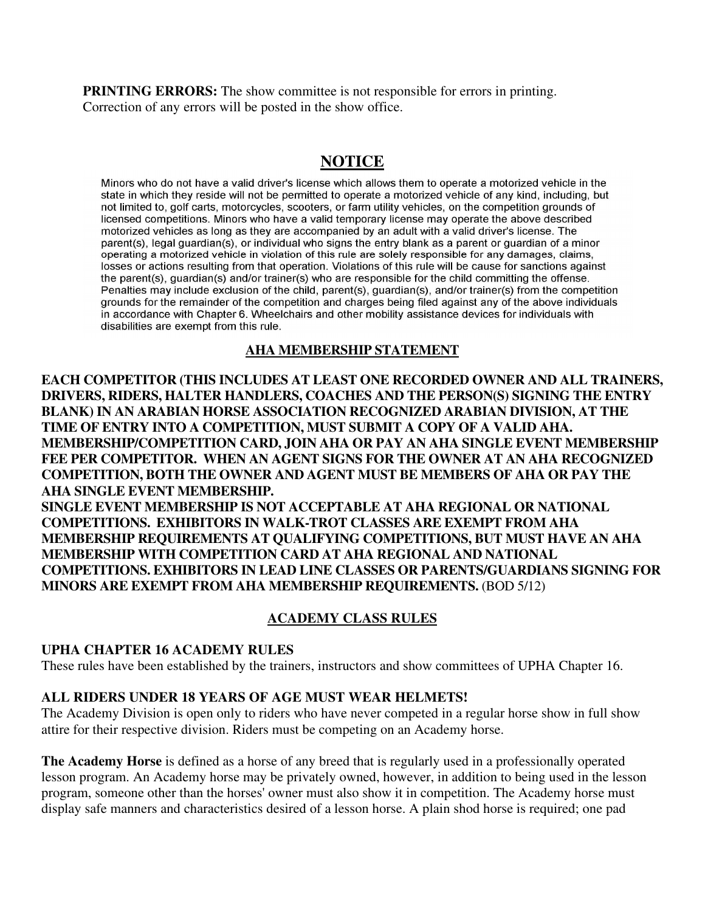**PRINTING ERRORS:** The show committee is not responsible for errors in printing. Correction of any errors will be posted in the show office.

## NOTICE

Minors who do not have a valid driver's license which allows them to operate a motorized vehicle in the state in which they reside will not be permitted to operate a motorized vehicle of any kind, including, but not limited to, golf carts, motorcycles, scooters, or farm utility vehicles, on the competition grounds of licensed competitions. Minors who have a valid temporary license may operate the above described motorized vehicles as long as they are accompanied by an adult with a valid driver's license. The parent(s), legal guardian(s), or individual who signs the entry blank as a parent or guardian of a minor operating a motorized vehicle in violation of this rule are solely responsible for any damages, claims, losses or actions resulting from that operation. Violations of this rule will be cause for sanctions against the parent(s), guardian(s) and/or trainer(s) who are responsible for the child committing the offense. Penalties may include exclusion of the child, parent(s), guardian(s), and/or trainer(s) from the competition grounds for the remainder of the competition and charges being filed against any of the above individuals in accordance with Chapter 6. Wheelchairs and other mobility assistance devices for individuals with disabilities are exempt from this rule.

### AHA MEMBERSHIP STATEMENT

**EACH COMPETITOR (THIS INCLUDES AT LEAST ONE RECORDED OWNER AND ALL TRAINERS, DRIVERS, RIDERS, HALTER HANDLERS, COACHES AND THE PERSON(S) SIGNING THE ENTRY BLANK) IN AN ARABIAN HORSE ASSOCIATION RECOGNIZED ARABIAN DIVISION, AT THE TIME OF ENTRY INTO A COMPETITION, MUST SUBMIT A COPY OF A VALID AHA. MEMBERSHIP/COMPETITION CARD, JOIN AHA OR PAY AN AHA SINGLE EVENT MEMBERSHIP FEE PER COMPETITOR. WHEN AN AGENT SIGNS FOR THE OWNER AT AN AHA RECOGNIZED COMPETITION, BOTH THE OWNER AND AGENT MUST BE MEMBERS OF AHA OR PAY THE AHA SINGLE EVENT MEMBERSHIP.**
**SINGLE EVENT MEMBERSHIP IS NOT ACCEPTABLE AT AHA REGIONAL OR NATIONAL COMPETITIONS. EXHIBITORS IN WALK-TROT CLASSES ARE EXEMPT FROM AHA MEMBERSHIP REQUIREMENTS AT QUALIFYING COMPETITIONS, BUT MUST HAVE AN AHA MEMBERSHIP WITH COMPETITION CARD AT AHA REGIONAL AND NATIONAL COMPETITIONS. EXHIBITORS IN LEAD LINE CLASSES OR PARENTS/GUARDIANS SIGNING FOR MINORS ARE EXEMPT FROM AHA MEMBERSHIP REQUIREMENTS.** (BOD 5/12)

### ACADEMY CLASS RULES

**UPHA CHAPTER 16 ACADEMY RULES**
These rules have been established by the trainers, instructors and show committees of UPHA Chapter 16.

**ALL RIDERS UNDER 18 YEARS OF AGE MUST WEAR HELMETS!**
The Academy Division is open only to riders who have never competed in a regular horse show in full show attire for their respective division. Riders must be competing on an Academy horse.

**The Academy Horse** is defined as a horse of any breed that is regularly used in a professionally operated lesson program. An Academy horse may be privately owned, however, in addition to being used in the lesson program, someone other than the horses' owner must also show it in competition. The Academy horse must display safe manners and characteristics desired of a lesson horse. A plain shod horse is required; one pad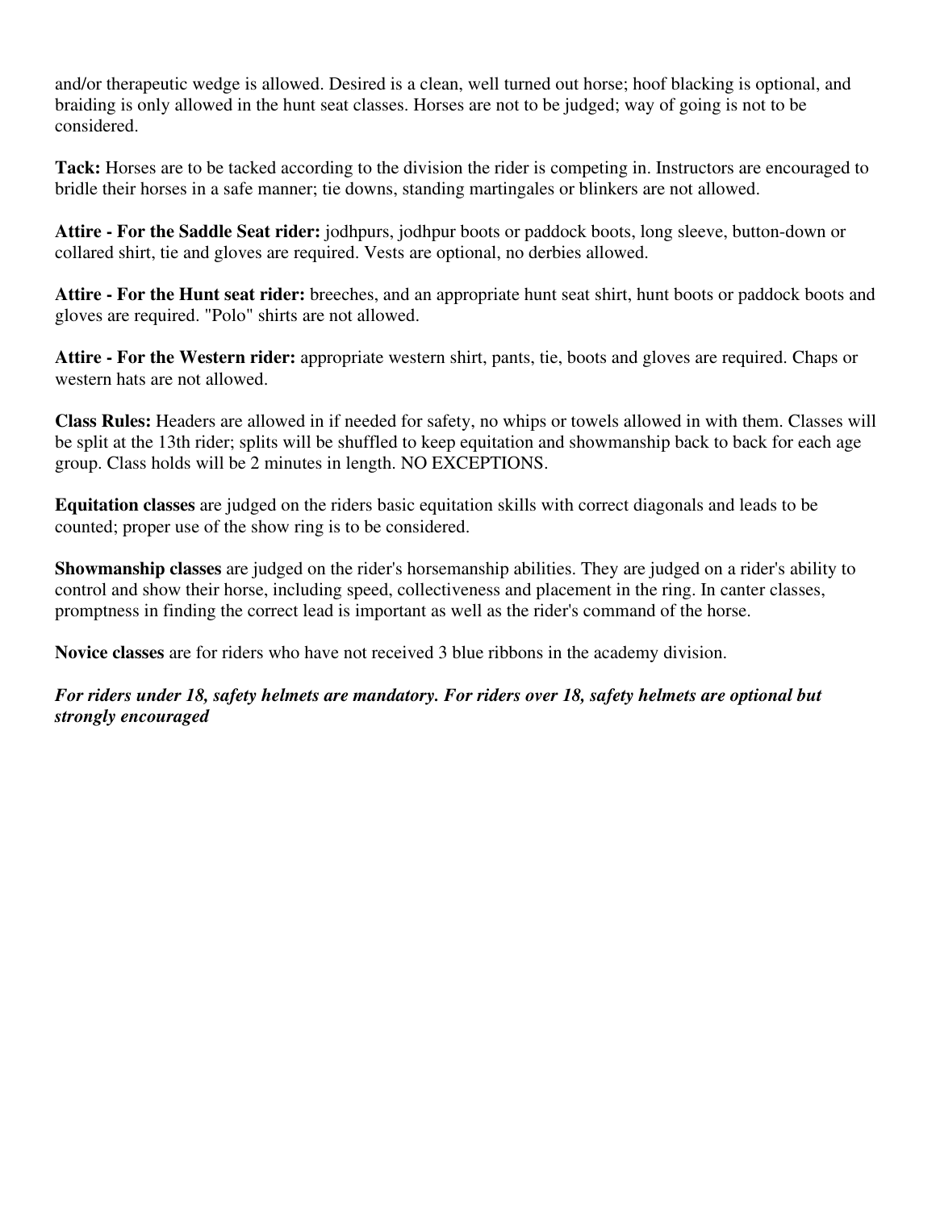and/or therapeutic wedge is allowed. Desired is a clean, well turned out horse; hoof blacking is optional, and braiding is only allowed in the hunt seat classes. Horses are not to be judged; way of going is not to be considered.

**Tack:** Horses are to be tacked according to the division the rider is competing in. Instructors are encouraged to bridle their horses in a safe manner; tie downs, standing martingales or blinkers are not allowed.

**Attire - For the Saddle Seat rider:** jodhpurs, jodhpur boots or paddock boots, long sleeve, button-down or collared shirt, tie and gloves are required. Vests are optional, no derbies allowed.

**Attire - For the Hunt seat rider:** breeches, and an appropriate hunt seat shirt, hunt boots or paddock boots and gloves are required. "Polo" shirts are not allowed.

**Attire - For the Western rider:** appropriate western shirt, pants, tie, boots and gloves are required. Chaps or western hats are not allowed.

**Class Rules:** Headers are allowed in if needed for safety, no whips or towels allowed in with them. Classes will be split at the 13th rider; splits will be shuffled to keep equitation and showmanship back to back for each age group. Class holds will be 2 minutes in length. NO EXCEPTIONS.

**Equitation classes** are judged on the riders basic equitation skills with correct diagonals and leads to be counted; proper use of the show ring is to be considered.

**Showmanship classes** are judged on the rider's horsemanship abilities. They are judged on a rider's ability to control and show their horse, including speed, collectiveness and placement in the ring. In canter classes, promptness in finding the correct lead is important as well as the rider's command of the horse.

**Novice classes** are for riders who have not received 3 blue ribbons in the academy division.

***For riders under 18, safety helmets are mandatory. For riders over 18, safety helmets are optional but strongly encouraged***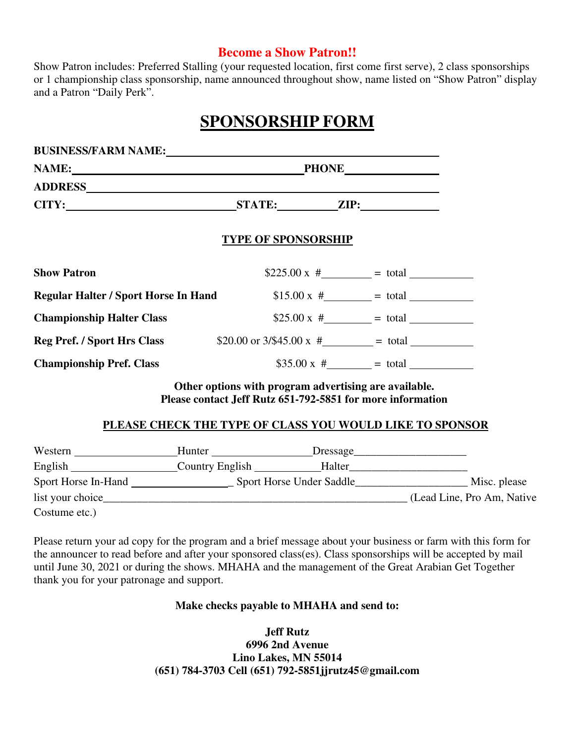## Become a Show Patron!!

Show Patron includes: Preferred Stalling (your requested location, first come first serve), 2 class sponsorships or 1 championship class sponsorship, name announced throughout show, name listed on "Show Patron" display and a Patron "Daily Perk".

# SPONSORSHIP FORM

**BUSINESS/FARM NAME:** ______________________________________________

**NAME:** ______________________________________ **PHONE** _______________

**ADDRESS** ______________________________________________________

**CITY:** ____________________________ **STATE:** __________ **ZIP:** ____________

### TYPE OF SPONSORSHIP

| | | | |
|---|---|---|---|
| **Show Patron** | $225.00 x #________ | = | total ___________ |
| **Regular Halter / Sport Horse In Hand** | $15.00 x #________ | = | total ___________ |
| **Championship Halter Class** | $25.00 x #________ | = | total ___________ |
| **Reg Pref. / Sport Hrs Class** | $20.00 or 3/$45.00 x #________ | = | total ___________ |
| **Championship Pref. Class** | $35.00 x #________ | = | total ___________ |

**Other options with program advertising are available.**
**Please contact Jeff Rutz 651-792-5851 for more information**

### PLEASE CHECK THE TYPE OF CLASS YOU WOULD LIKE TO SPONSOR

Western __________________Hunter _________________Dressage____________________

English ___________________Country English ___________Halter_____________________

Sport Horse In-Hand __________________ Sport Horse Under Saddle____________________ Misc. please list your choice________________________________________________________ (Lead Line, Pro Am, Native Costume etc.)

Please return your ad copy for the program and a brief message about your business or farm with this form for the announcer to read before and after your sponsored class(es). Class sponsorships will be accepted by mail until June 30, 2021 or during the shows. MHAHA and the management of the Great Arabian Get Together thank you for your patronage and support.

**Make checks payable to MHAHA and send to:**

**Jeff Rutz**
**6996 2nd Avenue**
**Lino Lakes, MN 55014**
**(651) 784-3703 Cell (651) 792-5851jjrutz45@gmail.com**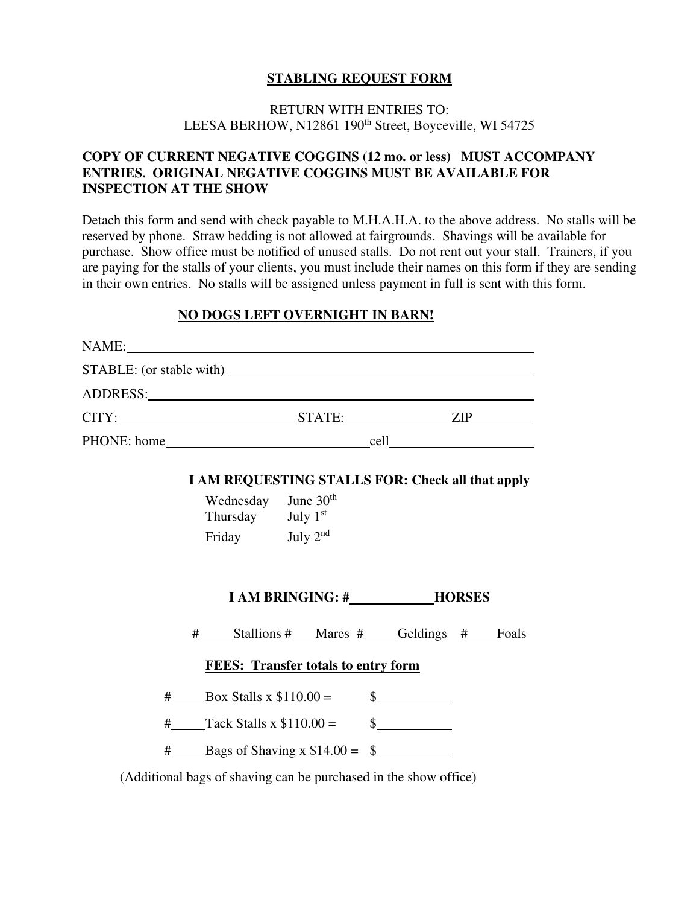## STABLING REQUEST FORM

RETURN WITH ENTRIES TO:
LEESA BERHOW, N12861 190th Street, Boyceville, WI 54725

**COPY OF CURRENT NEGATIVE COGGINS (12 mo. or less) MUST ACCOMPANY ENTRIES. ORIGINAL NEGATIVE COGGINS MUST BE AVAILABLE FOR INSPECTION AT THE SHOW**

Detach this form and send with check payable to M.H.A.H.A. to the above address. No stalls will be reserved by phone. Straw bedding is not allowed at fairgrounds. Shavings will be available for purchase. Show office must be notified of unused stalls. Do not rent out your stall. Trainers, if you are paying for the stalls of your clients, you must include their names on this form if they are sending in their own entries. No stalls will be assigned unless payment in full is sent with this form.

**NO DOGS LEFT OVERNIGHT IN BARN!**

NAME: ______________________________________________

STABLE: (or stable with) ______________________________

ADDRESS: ___________________________________________

CITY: ____________________ STATE: ____________ ZIP ________

PHONE: home _______________________ cell __________________

**I AM REQUESTING STALLS FOR: Check all that apply**

Wednesday June 30th
Thursday July 1st
Friday July 2nd

**I AM BRINGING: # __________ HORSES**

# _____ Stallions # ___ Mares # _____ Geldings # ____ Foals

**FEES: Transfer totals to entry form**

# _____ Box Stalls x $110.00 = $ __________

# _____ Tack Stalls x $110.00 = $ __________

# _____ Bags of Shaving x $14.00 = $ __________

(Additional bags of shaving can be purchased in the show office)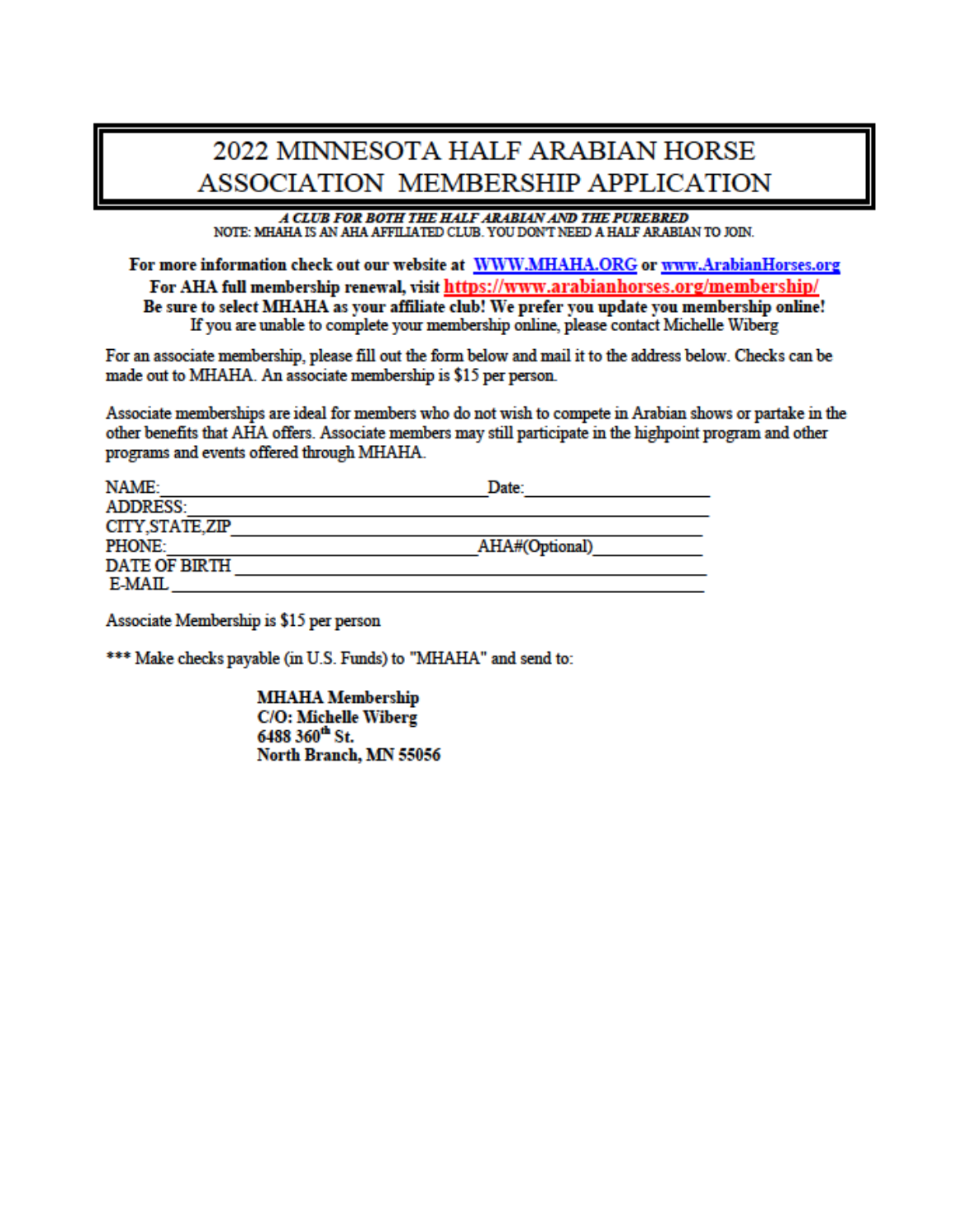# 2022 MINNESOTA HALF ARABIAN HORSE ASSOCIATION MEMBERSHIP APPLICATION

***A CLUB FOR BOTH THE HALF ARABIAN AND THE PUREBRED***

NOTE: MHAHA IS AN AHA AFFILIATED CLUB. YOU DON'T NEED A HALF ARABIAN TO JOIN.

**For more information check out our website at WWW.MHAHA.ORG or www.ArabianHorses.org**

**For AHA full membership renewal, visit https://www.arabianhorses.org/membership/**

**Be sure to select MHAHA as your affiliate club! We prefer you update you membership online!**

If you are unable to complete your membership online, please contact Michelle Wiberg

For an associate membership, please fill out the form below and mail it to the address below. Checks can be made out to MHAHA. An associate membership is $15 per person.

Associate memberships are ideal for members who do not wish to compete in Arabian shows or partake in the other benefits that AHA offers. Associate members may still participate in the highpoint program and other programs and events offered through MHAHA.

NAME:______________________________ Date:__________________

ADDRESS:____________________________________________

CITY,STATE,ZIP________________________________________

PHONE:_____________________________ AHA#(Optional)__________

DATE OF BIRTH_______________________________________

E-MAIL_______________________________________________

Associate Membership is $15 per person

*** Make checks payable (in U.S. Funds) to "MHAHA" and send to:

**MHAHA Membership**
**C/O: Michelle Wiberg**
**6488 360th St.**
**North Branch, MN 55056**